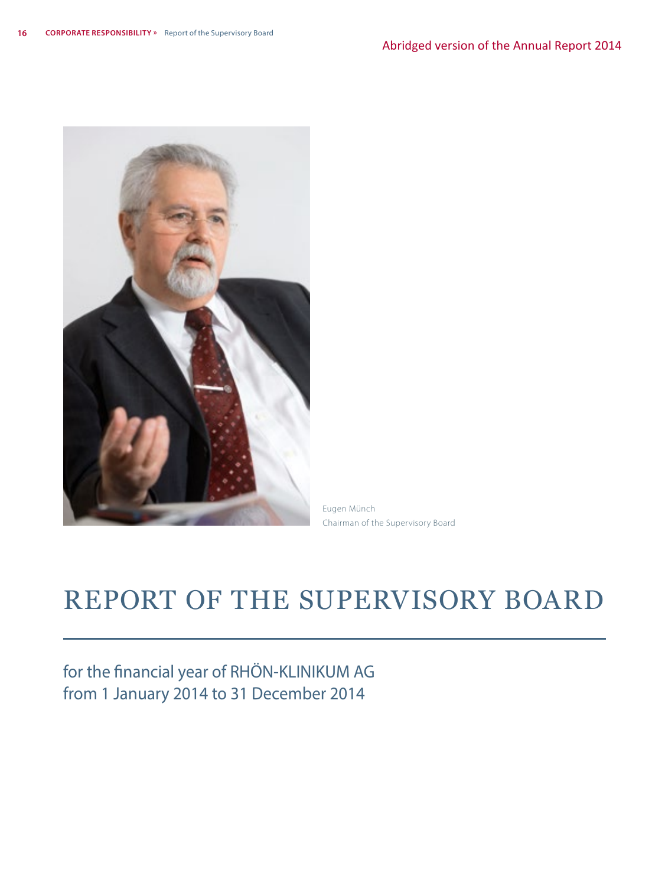Abridged version of the Annual Report 2014

Eugen Münch
Chairman of the Supervisory Board

# REPORT OF THE SUPERVISORY BOARD

for the financial year of RHÖN-KLINIKUM AG
from 1 January 2014 to 31 December 2014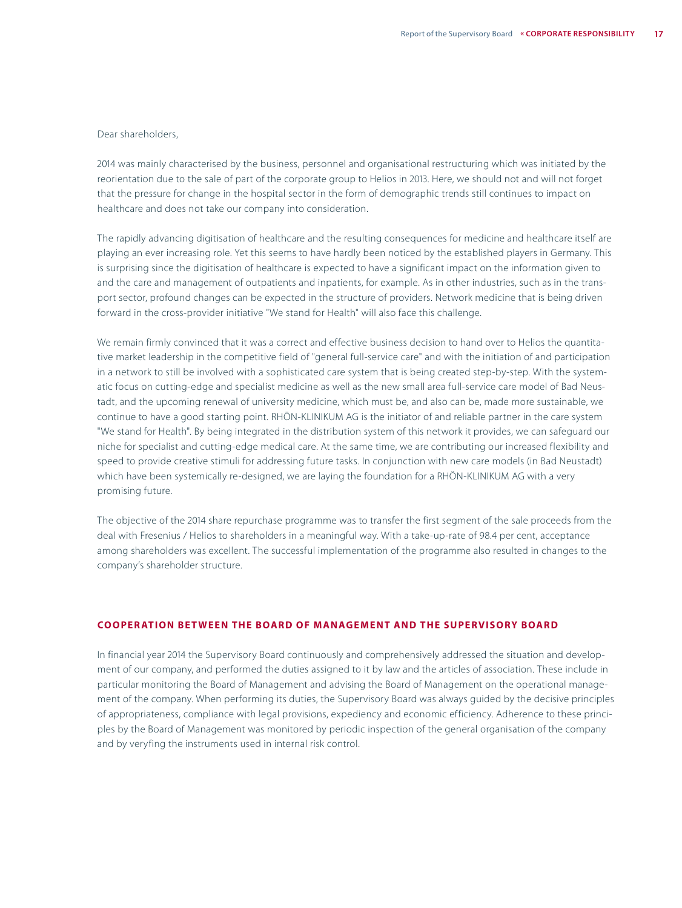Dear shareholders,

2014 was mainly characterised by the business, personnel and organisational restructuring which was initiated by the reorientation due to the sale of part of the corporate group to Helios in 2013. Here, we should not and will not forget that the pressure for change in the hospital sector in the form of demographic trends still continues to impact on healthcare and does not take our company into consideration.

The rapidly advancing digitisation of healthcare and the resulting consequences for medicine and healthcare itself are playing an ever increasing role. Yet this seems to have hardly been noticed by the established players in Germany. This is surprising since the digitisation of healthcare is expected to have a significant impact on the information given to and the care and management of outpatients and inpatients, for example. As in other industries, such as in the transport sector, profound changes can be expected in the structure of providers. Network medicine that is being driven forward in the cross-provider initiative "We stand for Health" will also face this challenge.

We remain firmly convinced that it was a correct and effective business decision to hand over to Helios the quantitative market leadership in the competitive field of "general full-service care" and with the initiation of and participation in a network to still be involved with a sophisticated care system that is being created step-by-step. With the systematic focus on cutting-edge and specialist medicine as well as the new small area full-service care model of Bad Neustadt, and the upcoming renewal of university medicine, which must be, and also can be, made more sustainable, we continue to have a good starting point. RHÖN-KLINIKUM AG is the initiator of and reliable partner in the care system "We stand for Health". By being integrated in the distribution system of this network it provides, we can safeguard our niche for specialist and cutting-edge medical care. At the same time, we are contributing our increased flexibility and speed to provide creative stimuli for addressing future tasks. In conjunction with new care models (in Bad Neustadt) which have been systemically re-designed, we are laying the foundation for a RHÖN-KLINIKUM AG with a very promising future.

The objective of the 2014 share repurchase programme was to transfer the first segment of the sale proceeds from the deal with Fresenius / Helios to shareholders in a meaningful way. With a take-up-rate of 98.4 per cent, acceptance among shareholders was excellent. The successful implementation of the programme also resulted in changes to the company's shareholder structure.

## COOPERATION BETWEEN THE BOARD OF MANAGEMENT AND THE SUPERVISORY BOARD

In financial year 2014 the Supervisory Board continuously and comprehensively addressed the situation and development of our company, and performed the duties assigned to it by law and the articles of association. These include in particular monitoring the Board of Management and advising the Board of Management on the operational management of the company. When performing its duties, the Supervisory Board was always guided by the decisive principles of appropriateness, compliance with legal provisions, expediency and economic efficiency. Adherence to these principles by the Board of Management was monitored by periodic inspection of the general organisation of the company and by veryfing the instruments used in internal risk control.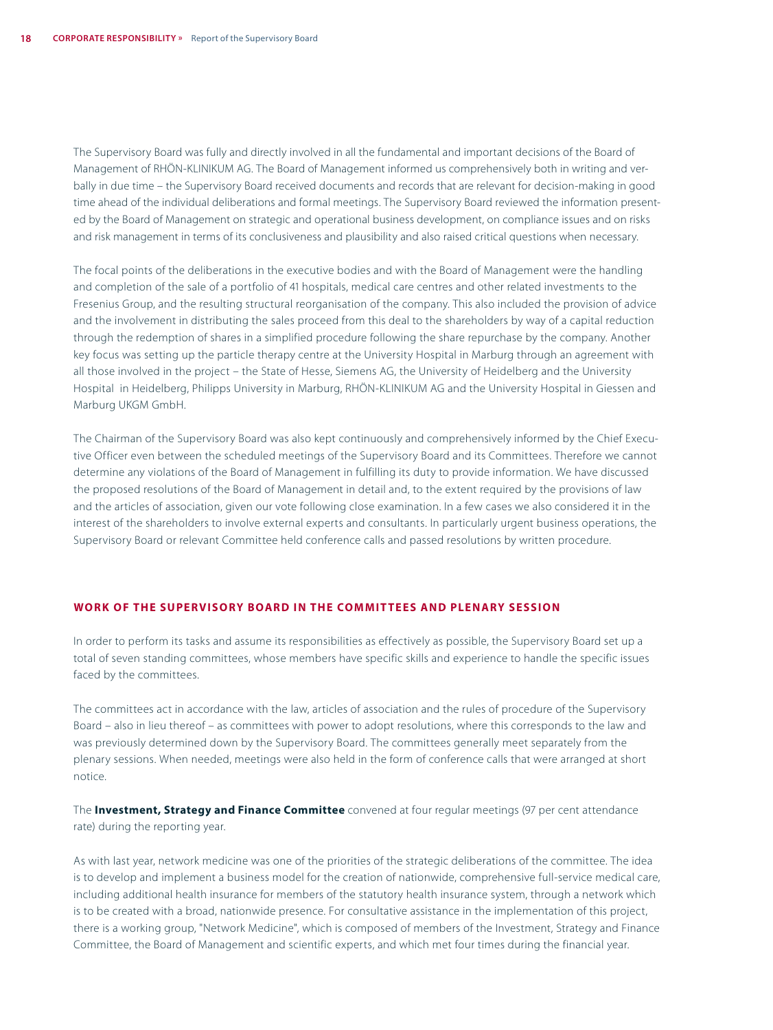The Supervisory Board was fully and directly involved in all the fundamental and important decisions of the Board of Management of RHÖN-KLINIKUM AG. The Board of Management informed us comprehensively both in writing and verbally in due time – the Supervisory Board received documents and records that are relevant for decision-making in good time ahead of the individual deliberations and formal meetings. The Supervisory Board reviewed the information presented by the Board of Management on strategic and operational business development, on compliance issues and on risks and risk management in terms of its conclusiveness and plausibility and also raised critical questions when necessary.

The focal points of the deliberations in the executive bodies and with the Board of Management were the handling and completion of the sale of a portfolio of 41 hospitals, medical care centres and other related investments to the Fresenius Group, and the resulting structural reorganisation of the company. This also included the provision of advice and the involvement in distributing the sales proceed from this deal to the shareholders by way of a capital reduction through the redemption of shares in a simplified procedure following the share repurchase by the company. Another key focus was setting up the particle therapy centre at the University Hospital in Marburg through an agreement with all those involved in the project – the State of Hesse, Siemens AG, the University of Heidelberg and the University Hospital in Heidelberg, Philipps University in Marburg, RHÖN-KLINIKUM AG and the University Hospital in Giessen and Marburg UKGM GmbH.

The Chairman of the Supervisory Board was also kept continuously and comprehensively informed by the Chief Executive Officer even between the scheduled meetings of the Supervisory Board and its Committees. Therefore we cannot determine any violations of the Board of Management in fulfilling its duty to provide information. We have discussed the proposed resolutions of the Board of Management in detail and, to the extent required by the provisions of law and the articles of association, given our vote following close examination. In a few cases we also considered it in the interest of the shareholders to involve external experts and consultants. In particularly urgent business operations, the Supervisory Board or relevant Committee held conference calls and passed resolutions by written procedure.

## WORK OF THE SUPERVISORY BOARD IN THE COMMITTEES AND PLENARY SESSION

In order to perform its tasks and assume its responsibilities as effectively as possible, the Supervisory Board set up a total of seven standing committees, whose members have specific skills and experience to handle the specific issues faced by the committees.

The committees act in accordance with the law, articles of association and the rules of procedure of the Supervisory Board – also in lieu thereof – as committees with power to adopt resolutions, where this corresponds to the law and was previously determined down by the Supervisory Board. The committees generally meet separately from the plenary sessions. When needed, meetings were also held in the form of conference calls that were arranged at short notice.

The **Investment, Strategy and Finance Committee** convened at four regular meetings (97 per cent attendance rate) during the reporting year.

As with last year, network medicine was one of the priorities of the strategic deliberations of the committee. The idea is to develop and implement a business model for the creation of nationwide, comprehensive full-service medical care, including additional health insurance for members of the statutory health insurance system, through a network which is to be created with a broad, nationwide presence. For consultative assistance in the implementation of this project, there is a working group, "Network Medicine", which is composed of members of the Investment, Strategy and Finance Committee, the Board of Management and scientific experts, and which met four times during the financial year.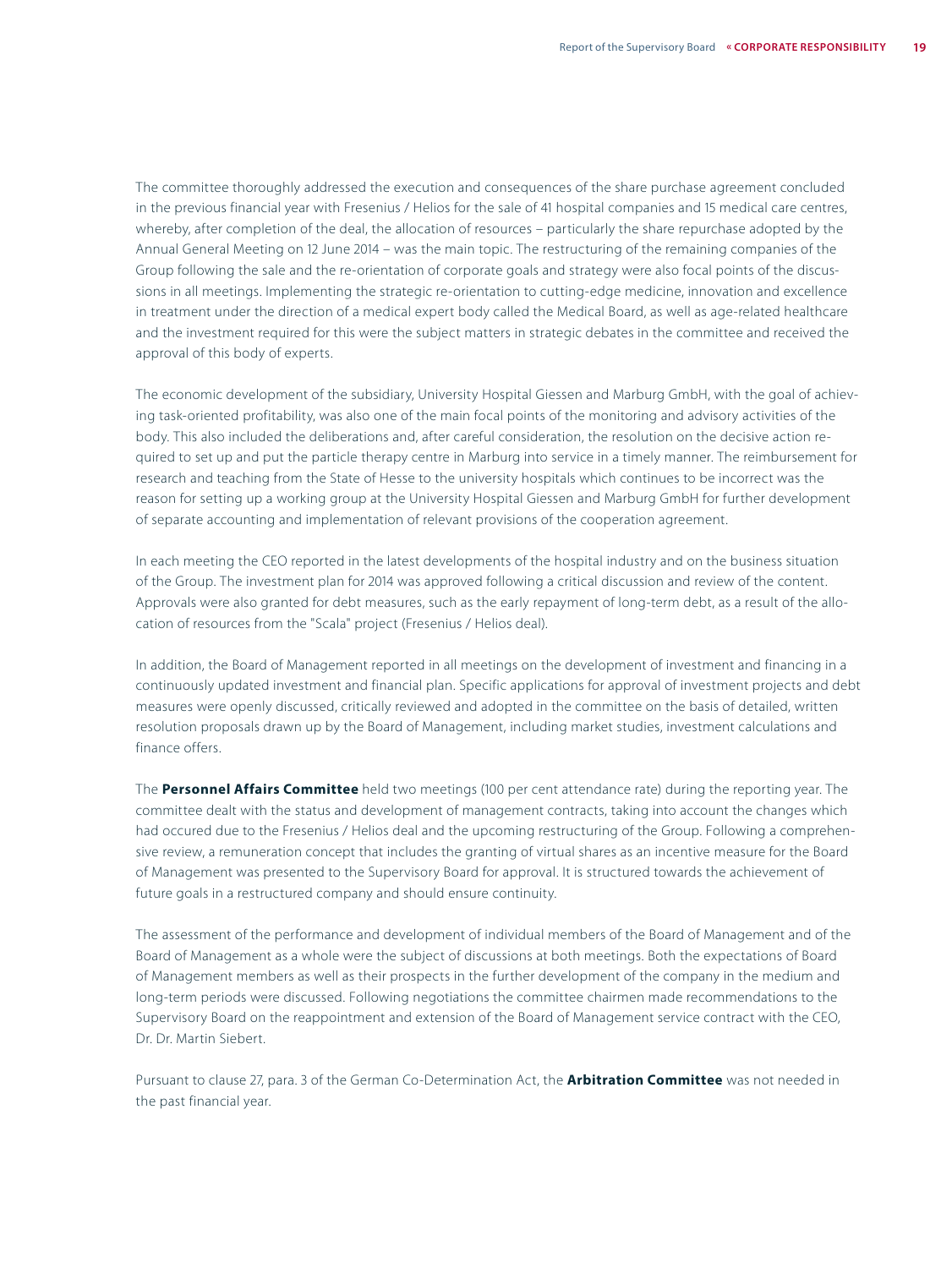The committee thoroughly addressed the execution and consequences of the share purchase agreement concluded in the previous financial year with Fresenius / Helios for the sale of 41 hospital companies and 15 medical care centres, whereby, after completion of the deal, the allocation of resources – particularly the share repurchase adopted by the Annual General Meeting on 12 June 2014 – was the main topic. The restructuring of the remaining companies of the Group following the sale and the re-orientation of corporate goals and strategy were also focal points of the discussions in all meetings. Implementing the strategic re-orientation to cutting-edge medicine, innovation and excellence in treatment under the direction of a medical expert body called the Medical Board, as well as age-related healthcare and the investment required for this were the subject matters in strategic debates in the committee and received the approval of this body of experts.

The economic development of the subsidiary, University Hospital Giessen and Marburg GmbH, with the goal of achieving task-oriented profitability, was also one of the main focal points of the monitoring and advisory activities of the body. This also included the deliberations and, after careful consideration, the resolution on the decisive action required to set up and put the particle therapy centre in Marburg into service in a timely manner. The reimbursement for research and teaching from the State of Hesse to the university hospitals which continues to be incorrect was the reason for setting up a working group at the University Hospital Giessen and Marburg GmbH for further development of separate accounting and implementation of relevant provisions of the cooperation agreement.

In each meeting the CEO reported in the latest developments of the hospital industry and on the business situation of the Group. The investment plan for 2014 was approved following a critical discussion and review of the content. Approvals were also granted for debt measures, such as the early repayment of long-term debt, as a result of the allocation of resources from the "Scala" project (Fresenius / Helios deal).

In addition, the Board of Management reported in all meetings on the development of investment and financing in a continuously updated investment and financial plan. Specific applications for approval of investment projects and debt measures were openly discussed, critically reviewed and adopted in the committee on the basis of detailed, written resolution proposals drawn up by the Board of Management, including market studies, investment calculations and finance offers.

The **Personnel Affairs Committee** held two meetings (100 per cent attendance rate) during the reporting year. The committee dealt with the status and development of management contracts, taking into account the changes which had occured due to the Fresenius / Helios deal and the upcoming restructuring of the Group. Following a comprehensive review, a remuneration concept that includes the granting of virtual shares as an incentive measure for the Board of Management was presented to the Supervisory Board for approval. It is structured towards the achievement of future goals in a restructured company and should ensure continuity.

The assessment of the performance and development of individual members of the Board of Management and of the Board of Management as a whole were the subject of discussions at both meetings. Both the expectations of Board of Management members as well as their prospects in the further development of the company in the medium and long-term periods were discussed. Following negotiations the committee chairmen made recommendations to the Supervisory Board on the reappointment and extension of the Board of Management service contract with the CEO, Dr. Dr. Martin Siebert.

Pursuant to clause 27, para. 3 of the German Co-Determination Act, the **Arbitration Committee** was not needed in the past financial year.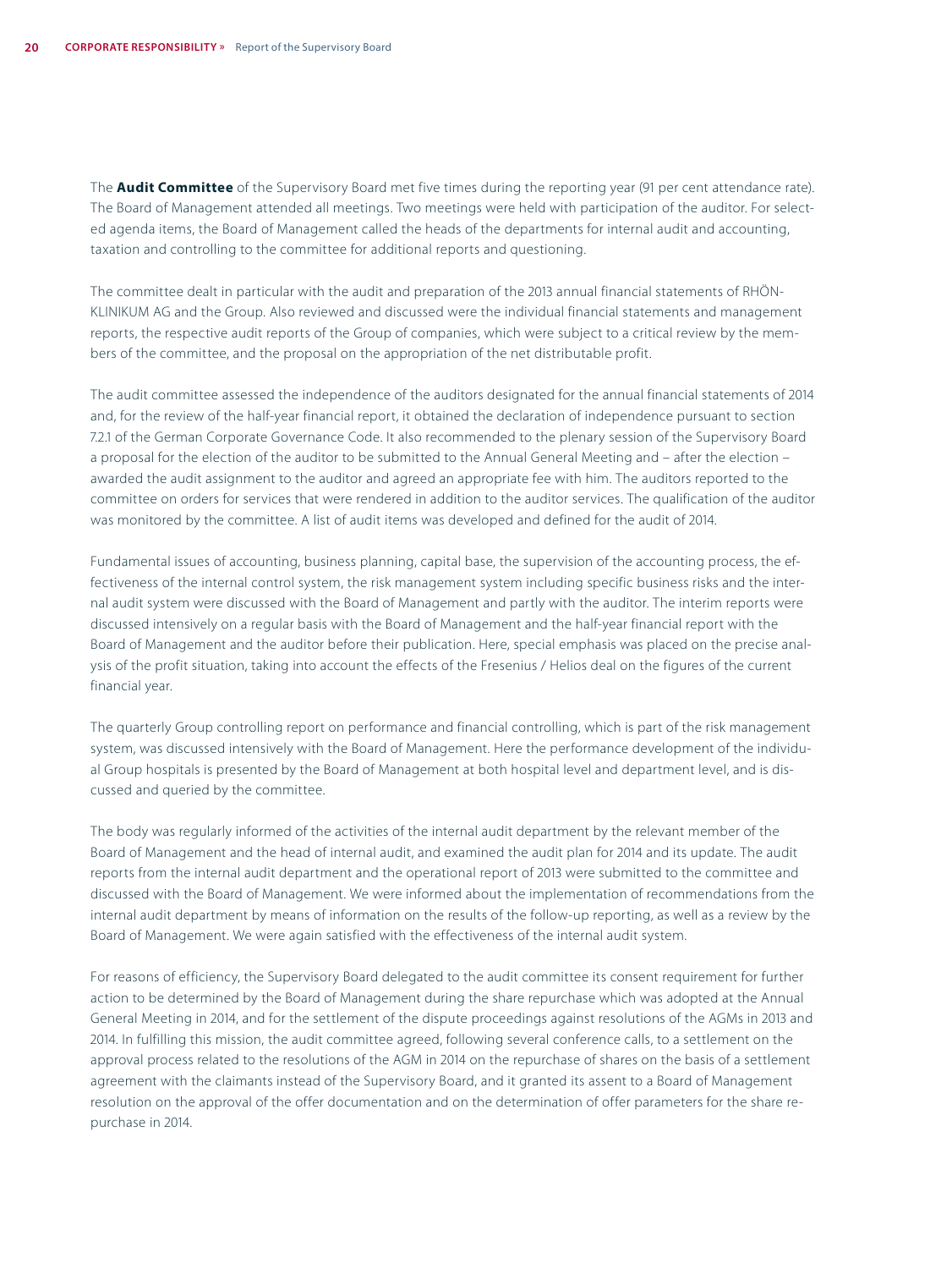The **Audit Committee** of the Supervisory Board met five times during the reporting year (91 per cent attendance rate). The Board of Management attended all meetings. Two meetings were held with participation of the auditor. For selected agenda items, the Board of Management called the heads of the departments for internal audit and accounting, taxation and controlling to the committee for additional reports and questioning.

The committee dealt in particular with the audit and preparation of the 2013 annual financial statements of RHÖN-KLINIKUM AG and the Group. Also reviewed and discussed were the individual financial statements and management reports, the respective audit reports of the Group of companies, which were subject to a critical review by the members of the committee, and the proposal on the appropriation of the net distributable profit.

The audit committee assessed the independence of the auditors designated for the annual financial statements of 2014 and, for the review of the half-year financial report, it obtained the declaration of independence pursuant to section 7.2.1 of the German Corporate Governance Code. It also recommended to the plenary session of the Supervisory Board a proposal for the election of the auditor to be submitted to the Annual General Meeting and – after the election – awarded the audit assignment to the auditor and agreed an appropriate fee with him. The auditors reported to the committee on orders for services that were rendered in addition to the auditor services. The qualification of the auditor was monitored by the committee. A list of audit items was developed and defined for the audit of 2014.

Fundamental issues of accounting, business planning, capital base, the supervision of the accounting process, the effectiveness of the internal control system, the risk management system including specific business risks and the internal audit system were discussed with the Board of Management and partly with the auditor. The interim reports were discussed intensively on a regular basis with the Board of Management and the half-year financial report with the Board of Management and the auditor before their publication. Here, special emphasis was placed on the precise analysis of the profit situation, taking into account the effects of the Fresenius / Helios deal on the figures of the current financial year.

The quarterly Group controlling report on performance and financial controlling, which is part of the risk management system, was discussed intensively with the Board of Management. Here the performance development of the individual Group hospitals is presented by the Board of Management at both hospital level and department level, and is discussed and queried by the committee.

The body was regularly informed of the activities of the internal audit department by the relevant member of the Board of Management and the head of internal audit, and examined the audit plan for 2014 and its update. The audit reports from the internal audit department and the operational report of 2013 were submitted to the committee and discussed with the Board of Management. We were informed about the implementation of recommendations from the internal audit department by means of information on the results of the follow-up reporting, as well as a review by the Board of Management. We were again satisfied with the effectiveness of the internal audit system.

For reasons of efficiency, the Supervisory Board delegated to the audit committee its consent requirement for further action to be determined by the Board of Management during the share repurchase which was adopted at the Annual General Meeting in 2014, and for the settlement of the dispute proceedings against resolutions of the AGMs in 2013 and 2014. In fulfilling this mission, the audit committee agreed, following several conference calls, to a settlement on the approval process related to the resolutions of the AGM in 2014 on the repurchase of shares on the basis of a settlement agreement with the claimants instead of the Supervisory Board, and it granted its assent to a Board of Management resolution on the approval of the offer documentation and on the determination of offer parameters for the share repurchase in 2014.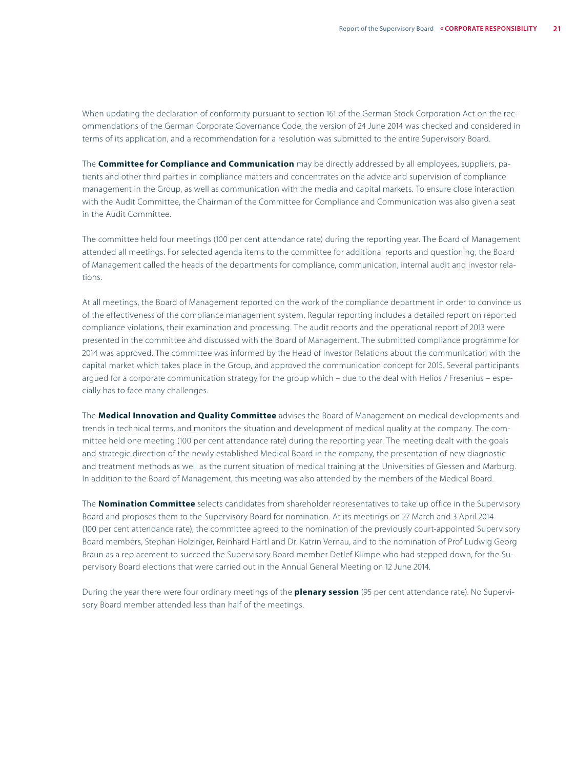When updating the declaration of conformity pursuant to section 161 of the German Stock Corporation Act on the recommendations of the German Corporate Governance Code, the version of 24 June 2014 was checked and considered in terms of its application, and a recommendation for a resolution was submitted to the entire Supervisory Board.

The **Committee for Compliance and Communication** may be directly addressed by all employees, suppliers, patients and other third parties in compliance matters and concentrates on the advice and supervision of compliance management in the Group, as well as communication with the media and capital markets. To ensure close interaction with the Audit Committee, the Chairman of the Committee for Compliance and Communication was also given a seat in the Audit Committee.

The committee held four meetings (100 per cent attendance rate) during the reporting year. The Board of Management attended all meetings. For selected agenda items to the committee for additional reports and questioning, the Board of Management called the heads of the departments for compliance, communication, internal audit and investor relations.

At all meetings, the Board of Management reported on the work of the compliance department in order to convince us of the effectiveness of the compliance management system. Regular reporting includes a detailed report on reported compliance violations, their examination and processing. The audit reports and the operational report of 2013 were presented in the committee and discussed with the Board of Management. The submitted compliance programme for 2014 was approved. The committee was informed by the Head of Investor Relations about the communication with the capital market which takes place in the Group, and approved the communication concept for 2015. Several participants argued for a corporate communication strategy for the group which – due to the deal with Helios / Fresenius – especially has to face many challenges.

The **Medical Innovation and Quality Committee** advises the Board of Management on medical developments and trends in technical terms, and monitors the situation and development of medical quality at the company. The committee held one meeting (100 per cent attendance rate) during the reporting year. The meeting dealt with the goals and strategic direction of the newly established Medical Board in the company, the presentation of new diagnostic and treatment methods as well as the current situation of medical training at the Universities of Giessen and Marburg. In addition to the Board of Management, this meeting was also attended by the members of the Medical Board.

The **Nomination Committee** selects candidates from shareholder representatives to take up office in the Supervisory Board and proposes them to the Supervisory Board for nomination. At its meetings on 27 March and 3 April 2014 (100 per cent attendance rate), the committee agreed to the nomination of the previously court-appointed Supervisory Board members, Stephan Holzinger, Reinhard Hartl and Dr. Katrin Vernau, and to the nomination of Prof Ludwig Georg Braun as a replacement to succeed the Supervisory Board member Detlef Klimpe who had stepped down, for the Supervisory Board elections that were carried out in the Annual General Meeting on 12 June 2014.

During the year there were four ordinary meetings of the **plenary session** (95 per cent attendance rate). No Supervisory Board member attended less than half of the meetings.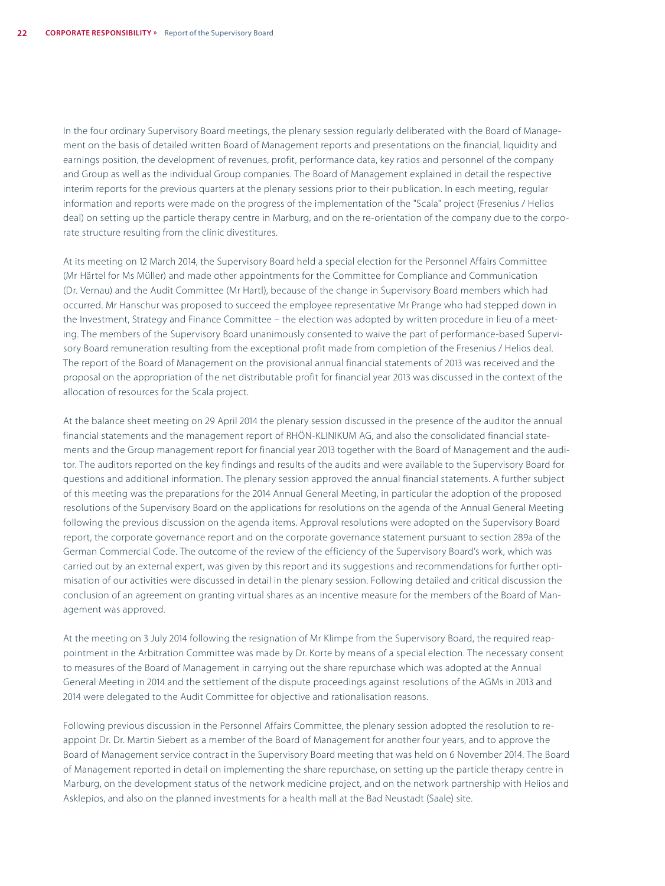In the four ordinary Supervisory Board meetings, the plenary session regularly deliberated with the Board of Management on the basis of detailed written Board of Management reports and presentations on the financial, liquidity and earnings position, the development of revenues, profit, performance data, key ratios and personnel of the company and Group as well as the individual Group companies. The Board of Management explained in detail the respective interim reports for the previous quarters at the plenary sessions prior to their publication. In each meeting, regular information and reports were made on the progress of the implementation of the "Scala" project (Fresenius / Helios deal) on setting up the particle therapy centre in Marburg, and on the re-orientation of the company due to the corporate structure resulting from the clinic divestitures.

At its meeting on 12 March 2014, the Supervisory Board held a special election for the Personnel Affairs Committee (Mr Härtel for Ms Müller) and made other appointments for the Committee for Compliance and Communication (Dr. Vernau) and the Audit Committee (Mr Hartl), because of the change in Supervisory Board members which had occurred. Mr Hanschur was proposed to succeed the employee representative Mr Prange who had stepped down in the Investment, Strategy and Finance Committee – the election was adopted by written procedure in lieu of a meeting. The members of the Supervisory Board unanimously consented to waive the part of performance-based Supervisory Board remuneration resulting from the exceptional profit made from completion of the Fresenius / Helios deal. The report of the Board of Management on the provisional annual financial statements of 2013 was received and the proposal on the appropriation of the net distributable profit for financial year 2013 was discussed in the context of the allocation of resources for the Scala project.

At the balance sheet meeting on 29 April 2014 the plenary session discussed in the presence of the auditor the annual financial statements and the management report of RHÖN-KLINIKUM AG, and also the consolidated financial statements and the Group management report for financial year 2013 together with the Board of Management and the auditor. The auditors reported on the key findings and results of the audits and were available to the Supervisory Board for questions and additional information. The plenary session approved the annual financial statements. A further subject of this meeting was the preparations for the 2014 Annual General Meeting, in particular the adoption of the proposed resolutions of the Supervisory Board on the applications for resolutions on the agenda of the Annual General Meeting following the previous discussion on the agenda items. Approval resolutions were adopted on the Supervisory Board report, the corporate governance report and on the corporate governance statement pursuant to section 289a of the German Commercial Code. The outcome of the review of the efficiency of the Supervisory Board's work, which was carried out by an external expert, was given by this report and its suggestions and recommendations for further optimisation of our activities were discussed in detail in the plenary session. Following detailed and critical discussion the conclusion of an agreement on granting virtual shares as an incentive measure for the members of the Board of Management was approved.

At the meeting on 3 July 2014 following the resignation of Mr Klimpe from the Supervisory Board, the required reappointment in the Arbitration Committee was made by Dr. Korte by means of a special election. The necessary consent to measures of the Board of Management in carrying out the share repurchase which was adopted at the Annual General Meeting in 2014 and the settlement of the dispute proceedings against resolutions of the AGMs in 2013 and 2014 were delegated to the Audit Committee for objective and rationalisation reasons.

Following previous discussion in the Personnel Affairs Committee, the plenary session adopted the resolution to reappoint Dr. Dr. Martin Siebert as a member of the Board of Management for another four years, and to approve the Board of Management service contract in the Supervisory Board meeting that was held on 6 November 2014. The Board of Management reported in detail on implementing the share repurchase, on setting up the particle therapy centre in Marburg, on the development status of the network medicine project, and on the network partnership with Helios and Asklepios, and also on the planned investments for a health mall at the Bad Neustadt (Saale) site.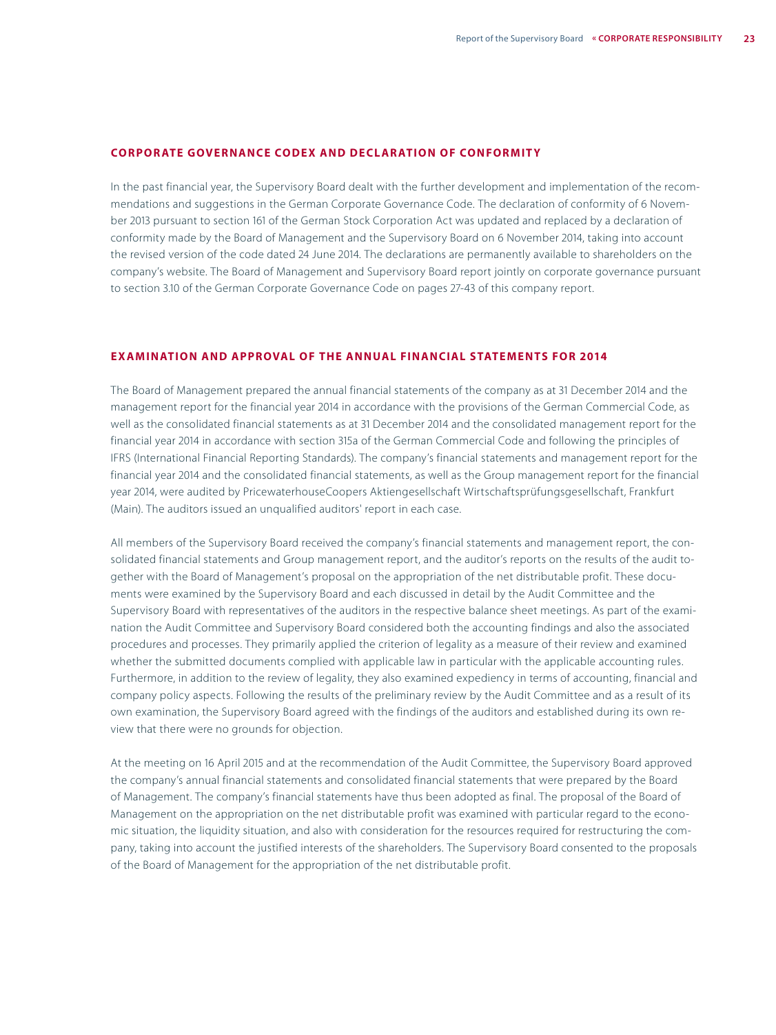## CORPORATE GOVERNANCE CODEX AND DECLARATION OF CONFORMITY

In the past financial year, the Supervisory Board dealt with the further development and implementation of the recommendations and suggestions in the German Corporate Governance Code. The declaration of conformity of 6 November 2013 pursuant to section 161 of the German Stock Corporation Act was updated and replaced by a declaration of conformity made by the Board of Management and the Supervisory Board on 6 November 2014, taking into account the revised version of the code dated 24 June 2014. The declarations are permanently available to shareholders on the company's website. The Board of Management and Supervisory Board report jointly on corporate governance pursuant to section 3.10 of the German Corporate Governance Code on pages 27-43 of this company report.

## EXAMINATION AND APPROVAL OF THE ANNUAL FINANCIAL STATEMENTS FOR 2014

The Board of Management prepared the annual financial statements of the company as at 31 December 2014 and the management report for the financial year 2014 in accordance with the provisions of the German Commercial Code, as well as the consolidated financial statements as at 31 December 2014 and the consolidated management report for the financial year 2014 in accordance with section 315a of the German Commercial Code and following the principles of IFRS (International Financial Reporting Standards). The company's financial statements and management report for the financial year 2014 and the consolidated financial statements, as well as the Group management report for the financial year 2014, were audited by PricewaterhouseCoopers Aktiengesellschaft Wirtschaftsprüfungsgesellschaft, Frankfurt (Main). The auditors issued an unqualified auditors' report in each case.

All members of the Supervisory Board received the company's financial statements and management report, the consolidated financial statements and Group management report, and the auditor's reports on the results of the audit together with the Board of Management's proposal on the appropriation of the net distributable profit. These documents were examined by the Supervisory Board and each discussed in detail by the Audit Committee and the Supervisory Board with representatives of the auditors in the respective balance sheet meetings. As part of the examination the Audit Committee and Supervisory Board considered both the accounting findings and also the associated procedures and processes. They primarily applied the criterion of legality as a measure of their review and examined whether the submitted documents complied with applicable law in particular with the applicable accounting rules. Furthermore, in addition to the review of legality, they also examined expediency in terms of accounting, financial and company policy aspects. Following the results of the preliminary review by the Audit Committee and as a result of its own examination, the Supervisory Board agreed with the findings of the auditors and established during its own review that there were no grounds for objection.

At the meeting on 16 April 2015 and at the recommendation of the Audit Committee, the Supervisory Board approved the company's annual financial statements and consolidated financial statements that were prepared by the Board of Management. The company's financial statements have thus been adopted as final. The proposal of the Board of Management on the appropriation on the net distributable profit was examined with particular regard to the economic situation, the liquidity situation, and also with consideration for the resources required for restructuring the company, taking into account the justified interests of the shareholders. The Supervisory Board consented to the proposals of the Board of Management for the appropriation of the net distributable profit.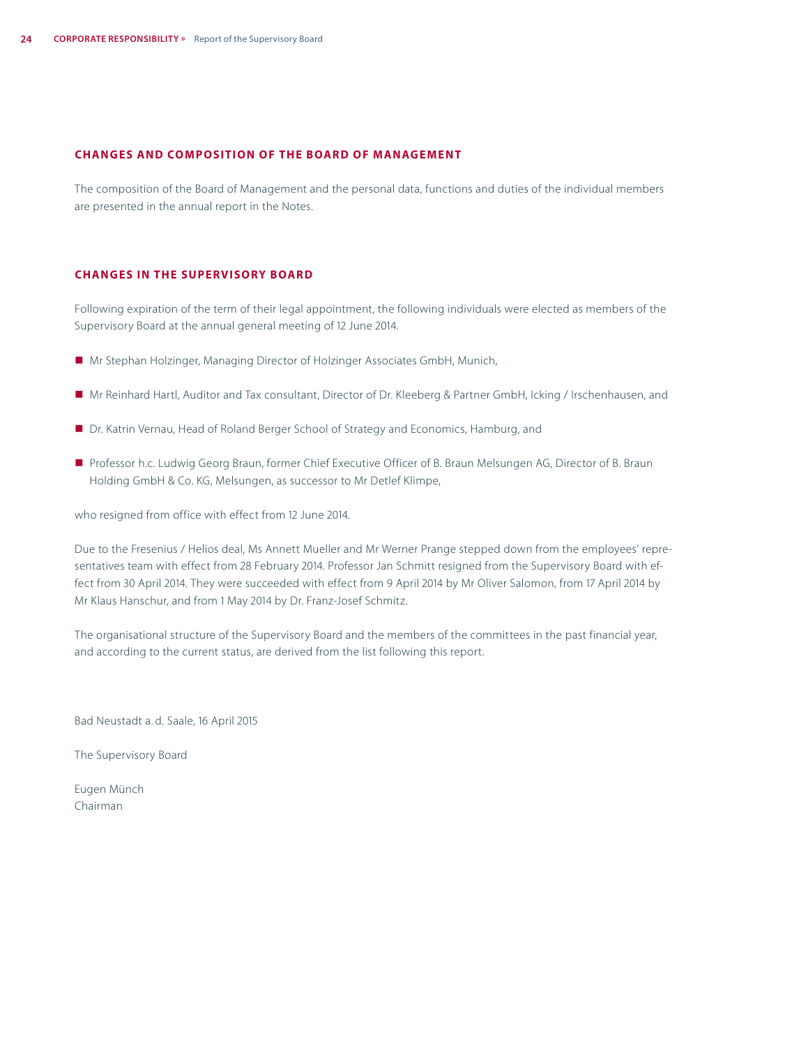## CHANGES AND COMPOSITION OF THE BOARD OF MANAGEMENT

The composition of the Board of Management and the personal data, functions and duties of the individual members are presented in the annual report in the Notes.

## CHANGES IN THE SUPERVISORY BOARD

Following expiration of the term of their legal appointment, the following individuals were elected as members of the Supervisory Board at the annual general meeting of 12 June 2014.

- Mr Stephan Holzinger, Managing Director of Holzinger Associates GmbH, Munich,
- Mr Reinhard Hartl, Auditor and Tax consultant, Director of Dr. Kleeberg & Partner GmbH, Icking / Irschenhausen, and
- Dr. Katrin Vernau, Head of Roland Berger School of Strategy and Economics, Hamburg, and
- Professor h.c. Ludwig Georg Braun, former Chief Executive Officer of B. Braun Melsungen AG, Director of B. Braun Holding GmbH & Co. KG, Melsungen, as successor to Mr Detlef Klimpe,

who resigned from office with effect from 12 June 2014.

Due to the Fresenius / Helios deal, Ms Annett Mueller and Mr Werner Prange stepped down from the employees' representatives team with effect from 28 February 2014. Professor Jan Schmitt resigned from the Supervisory Board with effect from 30 April 2014. They were succeeded with effect from 9 April 2014 by Mr Oliver Salomon, from 17 April 2014 by Mr Klaus Hanschur, and from 1 May 2014 by Dr. Franz-Josef Schmitz.

The organisational structure of the Supervisory Board and the members of the committees in the past financial year, and according to the current status, are derived from the list following this report.

Bad Neustadt a. d. Saale, 16 April 2015

The Supervisory Board

Eugen Münch
Chairman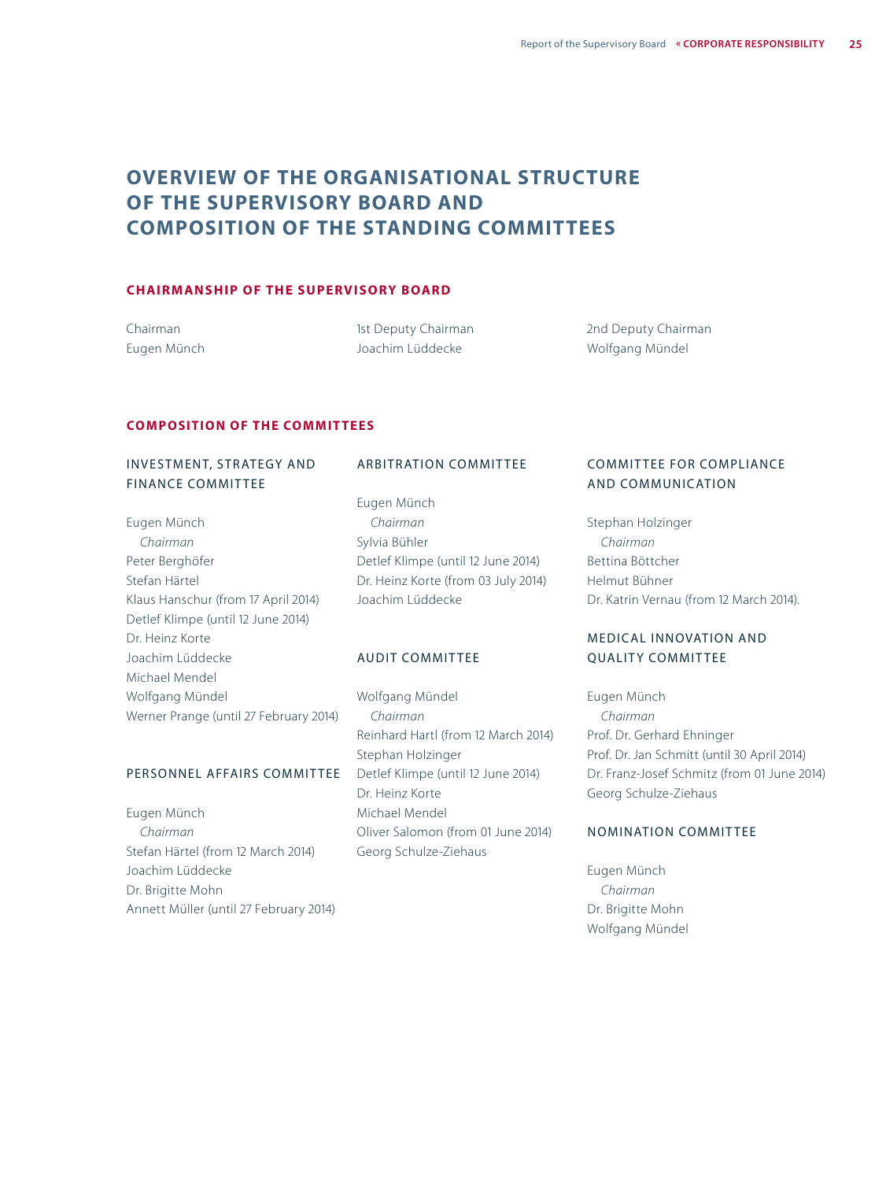# OVERVIEW OF THE ORGANISATIONAL STRUCTURE OF THE SUPERVISORY BOARD AND COMPOSITION OF THE STANDING COMMITTEES

## CHAIRMANSHIP OF THE SUPERVISORY BOARD

Chairman
Eugen Münch

1st Deputy Chairman
Joachim Lüddecke

2nd Deputy Chairman
Wolfgang Mündel

## COMPOSITION OF THE COMMITTEES

### INVESTMENT, STRATEGY AND FINANCE COMMITTEE

Eugen Münch
*Chairman*
Peter Berghöfer
Stefan Härtel
Klaus Hanschur (from 17 April 2014)
Detlef Klimpe (until 12 June 2014)
Dr. Heinz Korte
Joachim Lüddecke
Michael Mendel
Wolfgang Mündel
Werner Prange (until 27 February 2014)

### PERSONNEL AFFAIRS COMMITTEE

Eugen Münch
*Chairman*
Stefan Härtel (from 12 March 2014)
Joachim Lüddecke
Dr. Brigitte Mohn
Annett Müller (until 27 February 2014)

### ARBITRATION COMMITTEE

Eugen Münch
*Chairman*
Sylvia Bühler
Detlef Klimpe (until 12 June 2014)
Dr. Heinz Korte (from 03 July 2014)
Joachim Lüddecke

### AUDIT COMMITTEE

Wolfgang Mündel
*Chairman*
Reinhard Hartl (from 12 March 2014)
Stephan Holzinger
Detlef Klimpe (until 12 June 2014)
Dr. Heinz Korte
Michael Mendel
Oliver Salomon (from 01 June 2014)
Georg Schulze-Ziehaus

### COMMITTEE FOR COMPLIANCE AND COMMUNICATION

Stephan Holzinger
*Chairman*
Bettina Böttcher
Helmut Bühner
Dr. Katrin Vernau (from 12 March 2014).

### MEDICAL INNOVATION AND QUALITY COMMITTEE

Eugen Münch
*Chairman*
Prof. Dr. Gerhard Ehninger
Prof. Dr. Jan Schmitt (until 30 April 2014)
Dr. Franz-Josef Schmitz (from 01 June 2014)
Georg Schulze-Ziehaus

### NOMINATION COMMITTEE

Eugen Münch
*Chairman*
Dr. Brigitte Mohn
Wolfgang Mündel